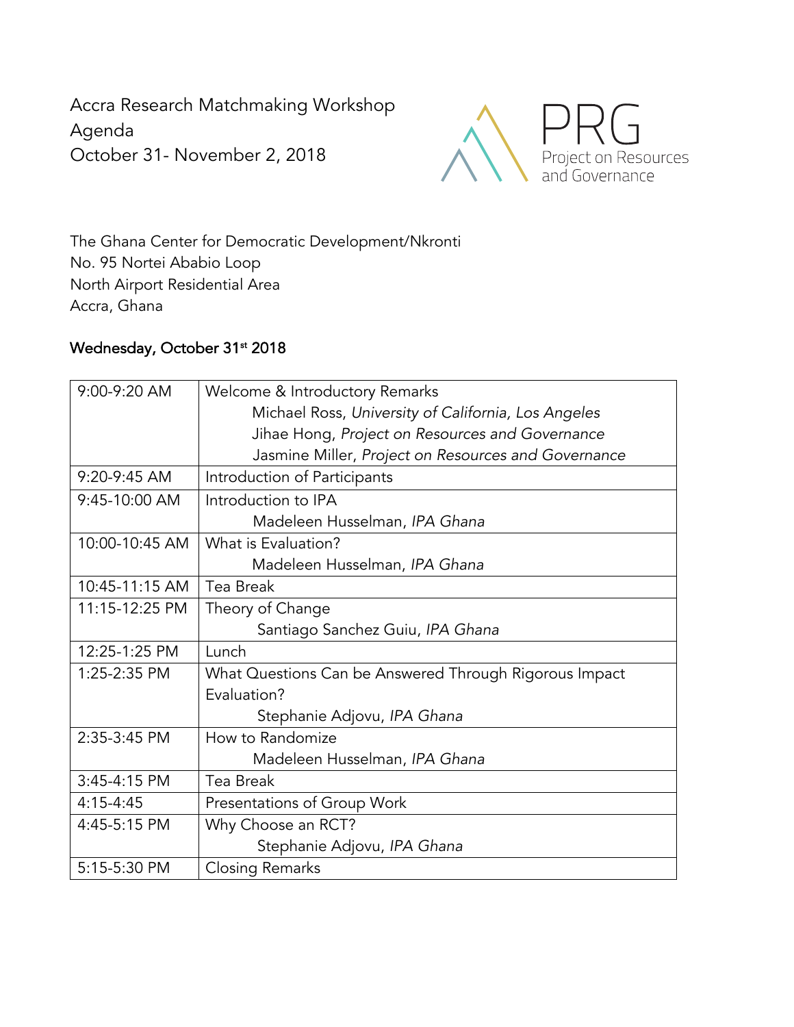# Accra Research Matchmaking Workshop
## Agenda
## October 31- November 2, 2018

PRG
Project on Resources and Governance

The Ghana Center for Democratic Development/Nkronti
No. 95 Nortei Ababio Loop
North Airport Residential Area
Accra, Ghana

### Wednesday, October 31st 2018

| | |
|---|---|
| 9:00-9:20 AM | Welcome & Introductory Remarks<br>Michael Ross, *University of California, Los Angeles*<br>Jihae Hong, *Project on Resources and Governance*<br>Jasmine Miller, *Project on Resources and Governance* |
| 9:20-9:45 AM | Introduction of Participants |
| 9:45-10:00 AM | Introduction to IPA<br>Madeleen Husselman, *IPA Ghana* |
| 10:00-10:45 AM | What is Evaluation?<br>Madeleen Husselman, *IPA Ghana* |
| 10:45-11:15 AM | Tea Break |
| 11:15-12:25 PM | Theory of Change<br>Santiago Sanchez Guiu, *IPA Ghana* |
| 12:25-1:25 PM | Lunch |
| 1:25-2:35 PM | What Questions Can be Answered Through Rigorous Impact Evaluation?<br>Stephanie Adjovu, *IPA Ghana* |
| 2:35-3:45 PM | How to Randomize<br>Madeleen Husselman, *IPA Ghana* |
| 3:45-4:15 PM | Tea Break |
| 4:15-4:45 | Presentations of Group Work |
| 4:45-5:15 PM | Why Choose an RCT?<br>Stephanie Adjovu, *IPA Ghana* |
| 5:15-5:30 PM | Closing Remarks |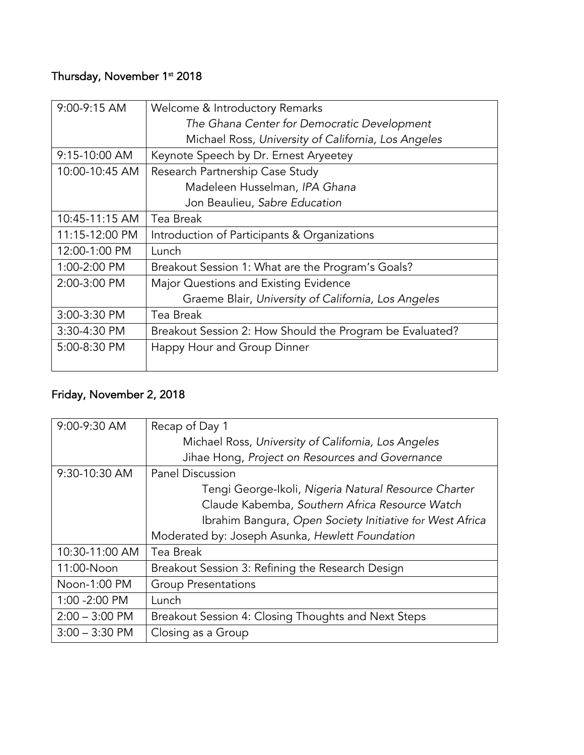## Thursday, November 1st 2018

| | |
|---|---|
| 9:00-9:15 AM | Welcome & Introductory Remarks<br>*The Ghana Center for Democratic Development*<br>Michael Ross, *University of California, Los Angeles* |
| 9:15-10:00 AM | Keynote Speech by Dr. Ernest Aryeetey |
| 10:00-10:45 AM | Research Partnership Case Study<br>Madeleen Husselman, *IPA Ghana*<br>Jon Beaulieu, *Sabre Education* |
| 10:45-11:15 AM | Tea Break |
| 11:15-12:00 PM | Introduction of Participants & Organizations |
| 12:00-1:00 PM | Lunch |
| 1:00-2:00 PM | Breakout Session 1: What are the Program's Goals? |
| 2:00-3:00 PM | Major Questions and Existing Evidence<br>Graeme Blair, *University of California, Los Angeles* |
| 3:00-3:30 PM | Tea Break |
| 3:30-4:30 PM | Breakout Session 2: How Should the Program be Evaluated? |
| 5:00-8:30 PM | Happy Hour and Group Dinner |

## Friday, November 2, 2018

| | |
|---|---|
| 9:00-9:30 AM | Recap of Day 1<br>Michael Ross, *University of California, Los Angeles*<br>Jihae Hong, *Project on Resources and Governance* |
| 9:30-10:30 AM | Panel Discussion<br>Tengi George-Ikoli, *Nigeria Natural Resource Charter*<br>Claude Kabemba, *Southern Africa Resource Watch*<br>Ibrahim Bangura, *Open Society Initiative for West Africa*<br>Moderated by: Joseph Asunka, *Hewlett Foundation* |
| 10:30-11:00 AM | Tea Break |
| 11:00-Noon | Breakout Session 3: Refining the Research Design |
| Noon-1:00 PM | Group Presentations |
| 1:00 -2:00 PM | Lunch |
| 2:00 – 3:00 PM | Breakout Session 4: Closing Thoughts and Next Steps |
| 3:00 – 3:30 PM | Closing as a Group |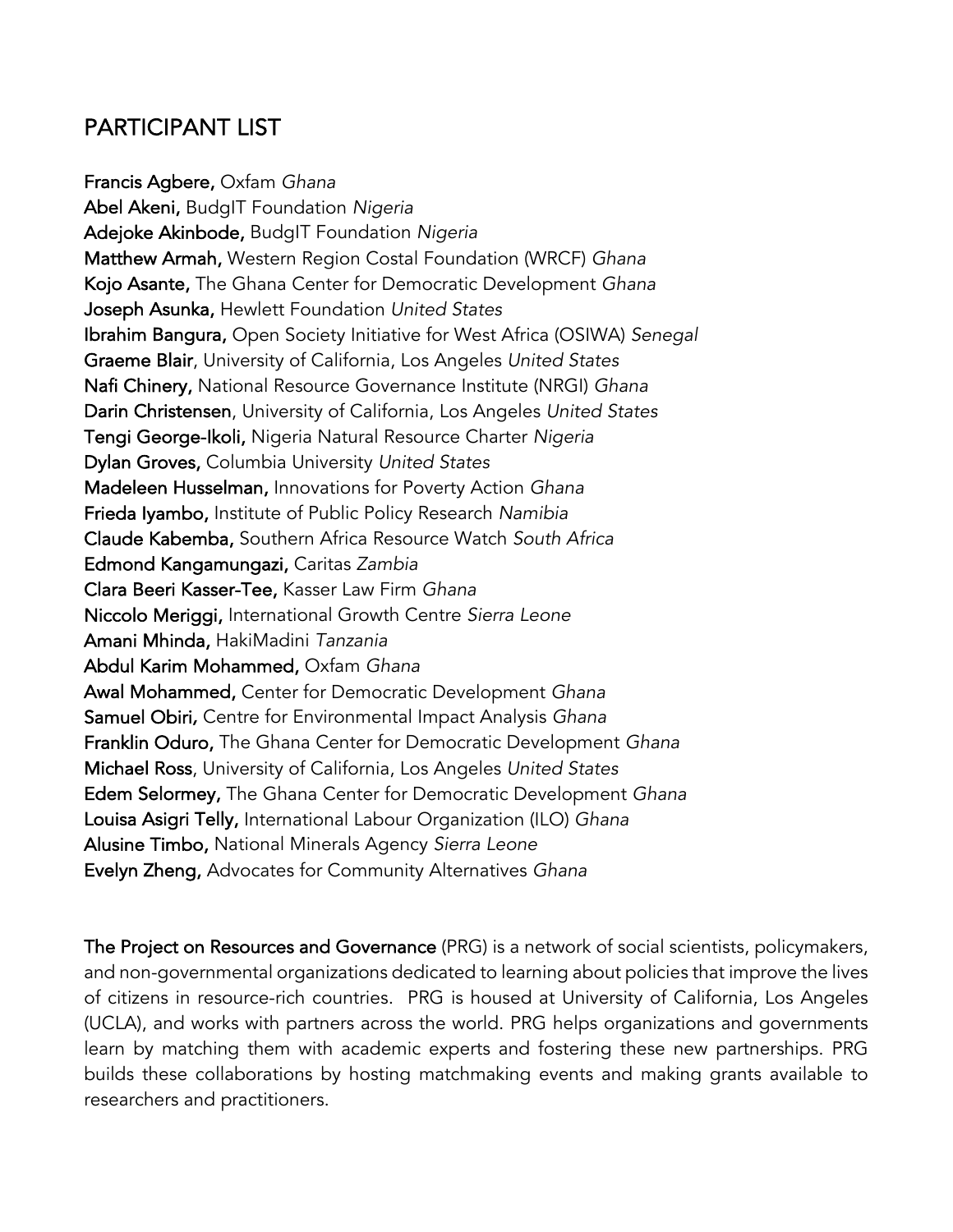## PARTICIPANT LIST

**Francis Agbere,** Oxfam *Ghana*
**Abel Akeni,** BudgIT Foundation *Nigeria*
**Adejoke Akinbode,** BudgIT Foundation *Nigeria*
**Matthew Armah,** Western Region Costal Foundation (WRCF) *Ghana*
**Kojo Asante,** The Ghana Center for Democratic Development *Ghana*
**Joseph Asunka,** Hewlett Foundation *United States*
**Ibrahim Bangura,** Open Society Initiative for West Africa (OSIWA) *Senegal*
**Graeme Blair**, University of California, Los Angeles *United States*
**Nafi Chinery,** National Resource Governance Institute (NRGI) *Ghana*
**Darin Christensen**, University of California, Los Angeles *United States*
**Tengi George-Ikoli,** Nigeria Natural Resource Charter *Nigeria*
**Dylan Groves,** Columbia University *United States*
**Madeleen Husselman,** Innovations for Poverty Action *Ghana*
**Frieda Iyambo,** Institute of Public Policy Research *Namibia*
**Claude Kabemba,** Southern Africa Resource Watch *South Africa*
**Edmond Kangamungazi,** Caritas *Zambia*
**Clara Beeri Kasser-Tee,** Kasser Law Firm *Ghana*
**Niccolo Meriggi,** International Growth Centre *Sierra Leone*
**Amani Mhinda,** HakiMadini *Tanzania*
**Abdul Karim Mohammed,** Oxfam *Ghana*
**Awal Mohammed,** Center for Democratic Development *Ghana*
**Samuel Obiri,** Centre for Environmental Impact Analysis *Ghana*
**Franklin Oduro,** The Ghana Center for Democratic Development *Ghana*
**Michael Ross**, University of California, Los Angeles *United States*
**Edem Selormey,** The Ghana Center for Democratic Development *Ghana*
**Louisa Asigri Telly,** International Labour Organization (ILO) *Ghana*
**Alusine Timbo,** National Minerals Agency *Sierra Leone*
**Evelyn Zheng,** Advocates for Community Alternatives *Ghana*

**The Project on Resources and Governance** (PRG) is a network of social scientists, policymakers, and non-governmental organizations dedicated to learning about policies that improve the lives of citizens in resource-rich countries. PRG is housed at University of California, Los Angeles (UCLA), and works with partners across the world. PRG helps organizations and governments learn by matching them with academic experts and fostering these new partnerships. PRG builds these collaborations by hosting matchmaking events and making grants available to researchers and practitioners.